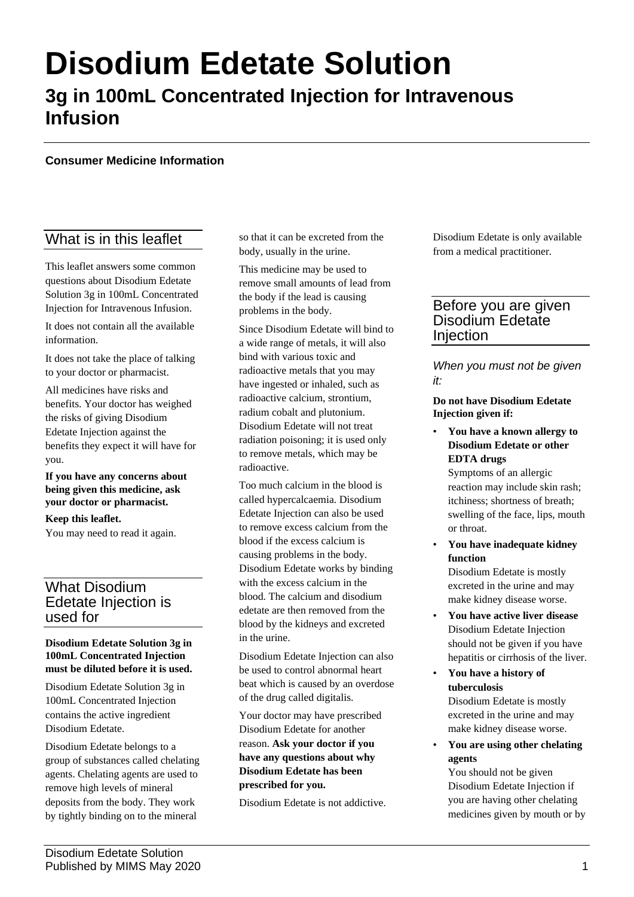# Disodium Edetate Solution

## 3g in 100mL Concentrated Injection for Intravenous Infusion

**Consumer Medicine Information**

## What is in this leaflet

This leaflet answers some common questions about Disodium Edetate Solution 3g in 100mL Concentrated Injection for Intravenous Infusion.

It does not contain all the available information.

It does not take the place of talking to your doctor or pharmacist.

All medicines have risks and benefits. Your doctor has weighed the risks of giving Disodium Edetate Injection against the benefits they expect it will have for you.

**If you have any concerns about being given this medicine, ask your doctor or pharmacist.**

**Keep this leaflet.**
You may need to read it again.

## What Disodium Edetate Injection is used for

**Disodium Edetate Solution 3g in 100mL Concentrated Injection must be diluted before it is used.**

Disodium Edetate Solution 3g in 100mL Concentrated Injection contains the active ingredient Disodium Edetate.

Disodium Edetate belongs to a group of substances called chelating agents. Chelating agents are used to remove high levels of mineral deposits from the body. They work by tightly binding on to the mineral so that it can be excreted from the body, usually in the urine.

This medicine may be used to remove small amounts of lead from the body if the lead is causing problems in the body.

Since Disodium Edetate will bind to a wide range of metals, it will also bind with various toxic and radioactive metals that you may have ingested or inhaled, such as radioactive calcium, strontium, radium cobalt and plutonium. Disodium Edetate will not treat radiation poisoning; it is used only to remove metals, which may be radioactive.

Too much calcium in the blood is called hypercalcaemia. Disodium Edetate Injection can also be used to remove excess calcium from the blood if the excess calcium is causing problems in the body. Disodium Edetate works by binding with the excess calcium in the blood. The calcium and disodium edetate are then removed from the blood by the kidneys and excreted in the urine.

Disodium Edetate Injection can also be used to control abnormal heart beat which is caused by an overdose of the drug called digitalis.

Your doctor may have prescribed Disodium Edetate for another reason. **Ask your doctor if you have any questions about why Disodium Edetate has been prescribed for you.**

Disodium Edetate is not addictive.

Disodium Edetate is only available from a medical practitioner.

## Before you are given Disodium Edetate Injection

### *When you must not be given it:*

**Do not have Disodium Edetate Injection given if:**

- **You have a known allergy to Disodium Edetate or other EDTA drugs**
  Symptoms of an allergic reaction may include skin rash; itchiness; shortness of breath; swelling of the face, lips, mouth or throat.
- **You have inadequate kidney function**
  Disodium Edetate is mostly excreted in the urine and may make kidney disease worse.
- **You have active liver disease**
  Disodium Edetate Injection should not be given if you have hepatitis or cirrhosis of the liver.
- **You have a history of tuberculosis**
  Disodium Edetate is mostly excreted in the urine and may make kidney disease worse.
- **You are using other chelating agents**
  You should not be given Disodium Edetate Injection if you are having other chelating medicines given by mouth or by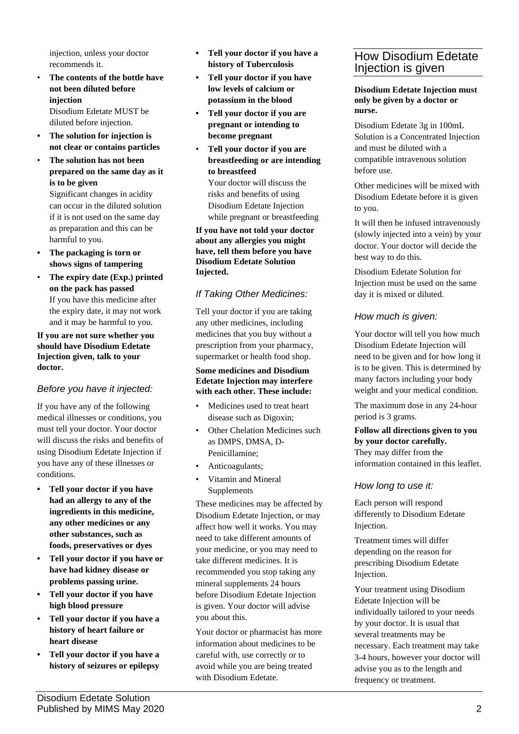injection, unless your doctor recommends it.

- **The contents of the bottle have not been diluted before injection**
  Disodium Edetate MUST be diluted before injection.
- **The solution for injection is not clear or contains particles**
- **The solution has not been prepared on the same day as it is to be given**
  Significant changes in acidity can occur in the diluted solution if it is not used on the same day as preparation and this can be harmful to you.
- **The packaging is torn or shows signs of tampering**
- **The expiry date (Exp.) printed on the pack has passed**
  If you have this medicine after the expiry date, it may not work and it may be harmful to you.

**If you are not sure whether you should have Disodium Edetate Injection given, talk to your doctor.**

### *Before you have it injected:*

If you have any of the following medical illnesses or conditions, you must tell your doctor. Your doctor will discuss the risks and benefits of using Disodium Edetate Injection if you have any of these illnesses or conditions.

- **Tell your doctor if you have had an allergy to any of the ingredients in this medicine, any other medicines or any other substances, such as foods, preservatives or dyes**
- **Tell your doctor if you have or have had kidney disease or problems passing urine.**
- **Tell your doctor if you have high blood pressure**
- **Tell your doctor if you have a history of heart failure or heart disease**
- **Tell your doctor if you have a history of seizures or epilepsy**
- **Tell your doctor if you have a history of Tuberculosis**
- **Tell your doctor if you have low levels of calcium or potassium in the blood**
- **Tell your doctor if you are pregnant or intending to become pregnant**
- **Tell your doctor if you are breastfeeding or are intending to breastfeed**
  Your doctor will discuss the risks and benefits of using Disodium Edetate Injection while pregnant or breastfeeding

**If you have not told your doctor about any allergies you might have, tell them before you have Disodium Edetate Solution Injected.**

### *If Taking Other Medicines:*

Tell your doctor if you are taking any other medicines, including medicines that you buy without a prescription from your pharmacy, supermarket or health food shop.

**Some medicines and Disodium Edetate Injection may interfere with each other. These include:**

- Medicines used to treat heart disease such as Digoxin;
- Other Chelation Medicines such as DMPS, DMSA, D-Penicillamine;
- Anticoagulants;
- Vitamin and Mineral Supplements

These medicines may be affected by Disodium Edetate Injection, or may affect how well it works. You may need to take different amounts of your medicine, or you may need to take different medicines. It is recommended you stop taking any mineral supplements 24 hours before Disodium Edetate Injection is given. Your doctor will advise you about this.

Your doctor or pharmacist has more information about medicines to be careful with, use correctly or to avoid while you are being treated with Disodium Edetate.

## How Disodium Edetate Injection is given

**Disodium Edetate Injection must only be given by a doctor or nurse.**

Disodium Edetate 3g in 100mL Solution is a Concentrated Injection and must be diluted with a compatible intravenous solution before use.

Other medicines will be mixed with Disodium Edetate before it is given to you.

It will then be infused intravenously (slowly injected into a vein) by your doctor. Your doctor will decide the best way to do this.

Disodium Edetate Solution for Injection must be used on the same day it is mixed or diluted.

### *How much is given:*

Your doctor will tell you how much Disodium Edetate Injection will need to be given and for how long it is to be given. This is determined by many factors including your body weight and your medical condition.

The maximum dose in any 24-hour period is 3 grams.

**Follow all directions given to you by your doctor carefully.**
They may differ from the information contained in this leaflet.

### *How long to use it:*

Each person will respond differently to Disodium Edetate Injection.

Treatment times will differ depending on the reason for prescribing Disodium Edetate Injection.

Your treatment using Disodium Edetate Injection will be individually tailored to your needs by your doctor. It is usual that several treatments may be necessary. Each treatment may take 3-4 hours, however your doctor will advise you as to the length and frequency or treatment.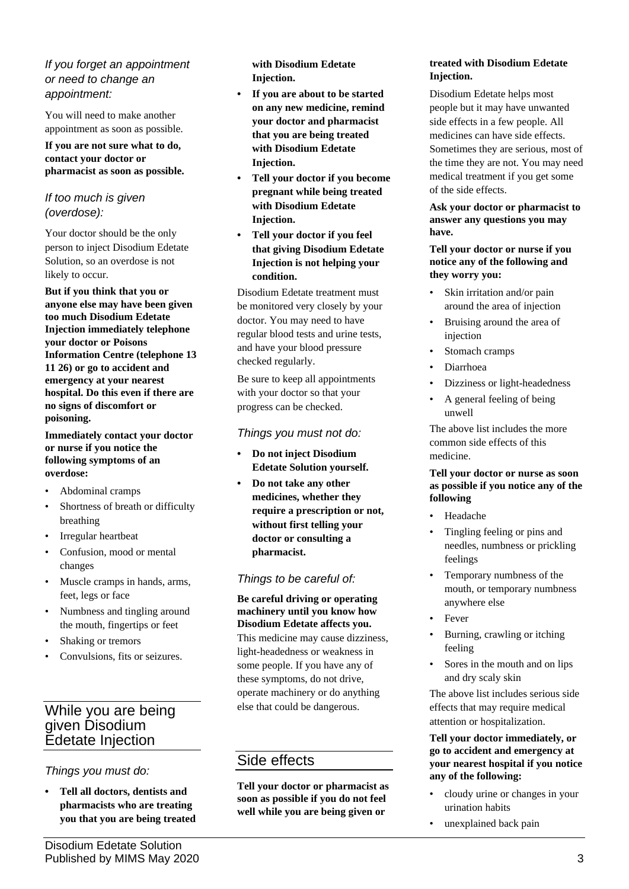### *If you forget an appointment or need to change an appointment:*

You will need to make another appointment as soon as possible.

**If you are not sure what to do, contact your doctor or pharmacist as soon as possible.**

### *If too much is given (overdose):*

Your doctor should be the only person to inject Disodium Edetate Solution, so an overdose is not likely to occur.

**But if you think that you or anyone else may have been given too much Disodium Edetate Injection immediately telephone your doctor or Poisons Information Centre (telephone 13 11 26) or go to accident and emergency at your nearest hospital. Do this even if there are no signs of discomfort or poisoning.**

**Immediately contact your doctor or nurse if you notice the following symptoms of an overdose:**

- Abdominal cramps
- Shortness of breath or difficulty breathing
- Irregular heartbeat
- Confusion, mood or mental changes
- Muscle cramps in hands, arms, feet, legs or face
- Numbness and tingling around the mouth, fingertips or feet
- Shaking or tremors
- Convulsions, fits or seizures.

## While you are being given Disodium Edetate Injection

### *Things you must do:*

- **Tell all doctors, dentists and pharmacists who are treating you that you are being treated with Disodium Edetate Injection.**
- **If you are about to be started on any new medicine, remind your doctor and pharmacist that you are being treated with Disodium Edetate Injection.**
- **Tell your doctor if you become pregnant while being treated with Disodium Edetate Injection.**
- **Tell your doctor if you feel that giving Disodium Edetate Injection is not helping your condition.**

Disodium Edetate treatment must be monitored very closely by your doctor. You may need to have regular blood tests and urine tests, and have your blood pressure checked regularly.

Be sure to keep all appointments with your doctor so that your progress can be checked.

### *Things you must not do:*

- **Do not inject Disodium Edetate Solution yourself.**
- **Do not take any other medicines, whether they require a prescription or not, without first telling your doctor or consulting a pharmacist.**

### *Things to be careful of:*

**Be careful driving or operating machinery until you know how Disodium Edetate affects you.** This medicine may cause dizziness, light-headedness or weakness in some people. If you have any of these symptoms, do not drive, operate machinery or do anything else that could be dangerous.

## Side effects

**Tell your doctor or pharmacist as soon as possible if you do not feel well while you are being given or treated with Disodium Edetate Injection.**

Disodium Edetate helps most people but it may have unwanted side effects in a few people. All medicines can have side effects. Sometimes they are serious, most of the time they are not. You may need medical treatment if you get some of the side effects.

**Ask your doctor or pharmacist to answer any questions you may have.**

**Tell your doctor or nurse if you notice any of the following and they worry you:**

- Skin irritation and/or pain around the area of injection
- Bruising around the area of injection
- Stomach cramps
- Diarrhoea
- Dizziness or light-headedness
- A general feeling of being unwell

The above list includes the more common side effects of this medicine.

**Tell your doctor or nurse as soon as possible if you notice any of the following**

- Headache
- Tingling feeling or pins and needles, numbness or prickling feelings
- Temporary numbness of the mouth, or temporary numbness anywhere else
- Fever
- Burning, crawling or itching feeling
- Sores in the mouth and on lips and dry scaly skin

The above list includes serious side effects that may require medical attention or hospitalization.

**Tell your doctor immediately, or go to accident and emergency at your nearest hospital if you notice any of the following:**

- cloudy urine or changes in your urination habits
- unexplained back pain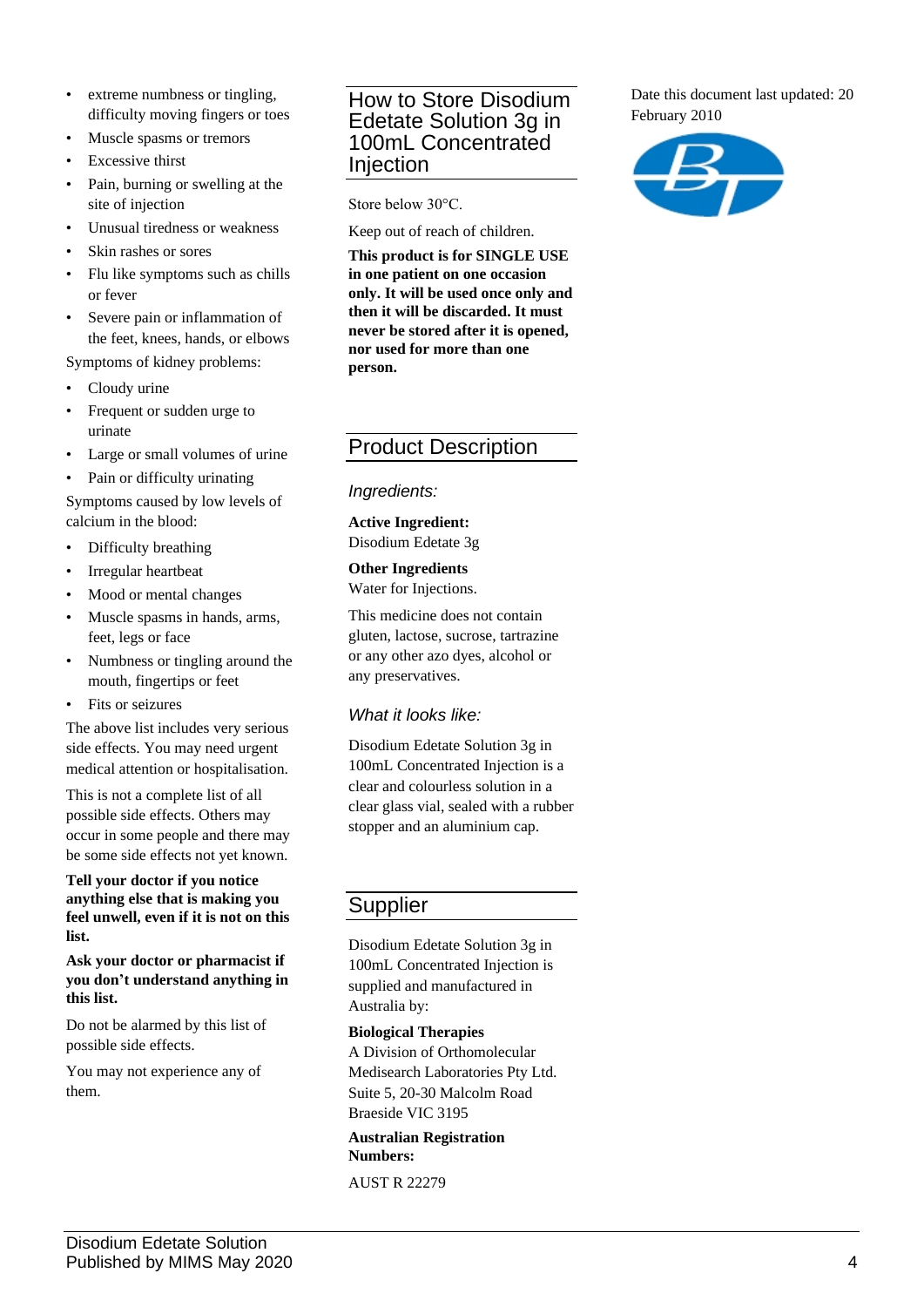- extreme numbness or tingling, difficulty moving fingers or toes
- Muscle spasms or tremors
- Excessive thirst
- Pain, burning or swelling at the site of injection
- Unusual tiredness or weakness
- Skin rashes or sores
- Flu like symptoms such as chills or fever
- Severe pain or inflammation of the feet, knees, hands, or elbows

Symptoms of kidney problems:

- Cloudy urine
- Frequent or sudden urge to urinate
- Large or small volumes of urine
- Pain or difficulty urinating

Symptoms caused by low levels of calcium in the blood:

- Difficulty breathing
- Irregular heartbeat
- Mood or mental changes
- Muscle spasms in hands, arms, feet, legs or face
- Numbness or tingling around the mouth, fingertips or feet
- Fits or seizures

The above list includes very serious side effects. You may need urgent medical attention or hospitalisation.

This is not a complete list of all possible side effects. Others may occur in some people and there may be some side effects not yet known.

**Tell your doctor if you notice anything else that is making you feel unwell, even if it is not on this list.**

**Ask your doctor or pharmacist if you don't understand anything in this list.**

Do not be alarmed by this list of possible side effects.

You may not experience any of them.

## How to Store Disodium Edetate Solution 3g in 100mL Concentrated Injection

Store below 30°C.

Keep out of reach of children.

**This product is for SINGLE USE in one patient on one occasion only. It will be used once only and then it will be discarded. It must never be stored after it is opened, nor used for more than one person.**

## Product Description

### *Ingredients:*

**Active Ingredient:**
Disodium Edetate 3g

**Other Ingredients**
Water for Injections.

This medicine does not contain gluten, lactose, sucrose, tartrazine or any other azo dyes, alcohol or any preservatives.

### *What it looks like:*

Disodium Edetate Solution 3g in 100mL Concentrated Injection is a clear and colourless solution in a clear glass vial, sealed with a rubber stopper and an aluminium cap.

## Supplier

Disodium Edetate Solution 3g in 100mL Concentrated Injection is supplied and manufactured in Australia by:

**Biological Therapies**
A Division of Orthomolecular Medisearch Laboratories Pty Ltd.
Suite 5, 20-30 Malcolm Road
Braeside VIC 3195

**Australian Registration Numbers:**

AUST R 22279

Date this document last updated: 20 February 2010